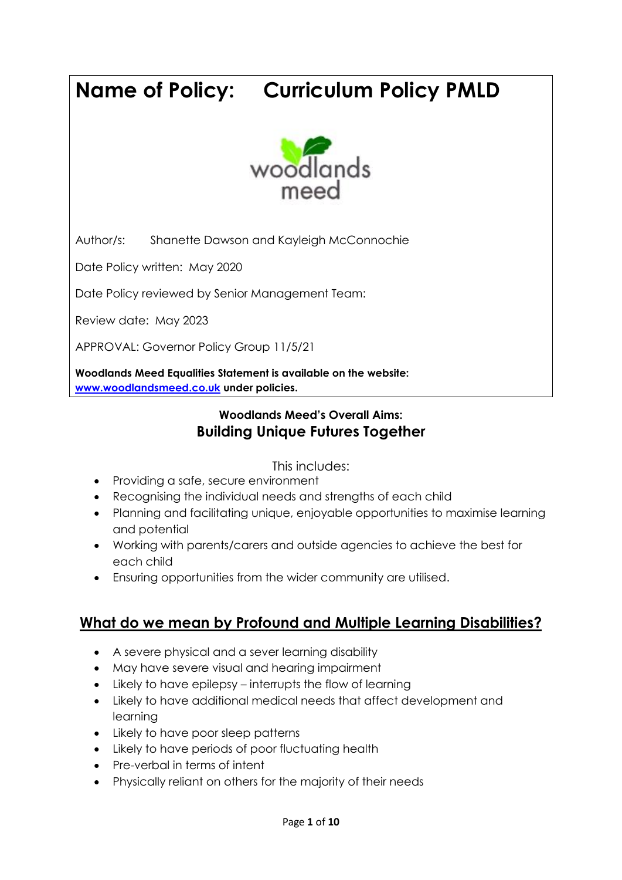# Name of Policy: Curriculum Policy PMLD

Author/s: Shanette Dawson and Kayleigh McConnochie

Date Policy written: May 2020

Date Policy reviewed by Senior Management Team:

Review date: May 2023

APPROVAL: Governor Policy Group 11/5/21

**Woodlands Meed Equalities Statement is available on the website: [www.woodlandsmeed.co.uk](http://www.woodlandsmeed.co.uk) under policies.**

**Woodlands Meed's Overall Aims:**
**Building Unique Futures Together**

This includes:

- Providing a safe, secure environment
- Recognising the individual needs and strengths of each child
- Planning and facilitating unique, enjoyable opportunities to maximise learning and potential
- Working with parents/carers and outside agencies to achieve the best for each child
- Ensuring opportunities from the wider community are utilised.

## What do we mean by Profound and Multiple Learning Disabilities?

- A severe physical and a sever learning disability
- May have severe visual and hearing impairment
- Likely to have epilepsy – interrupts the flow of learning
- Likely to have additional medical needs that affect development and learning
- Likely to have poor sleep patterns
- Likely to have periods of poor fluctuating health
- Pre-verbal in terms of intent
- Physically reliant on others for the majority of their needs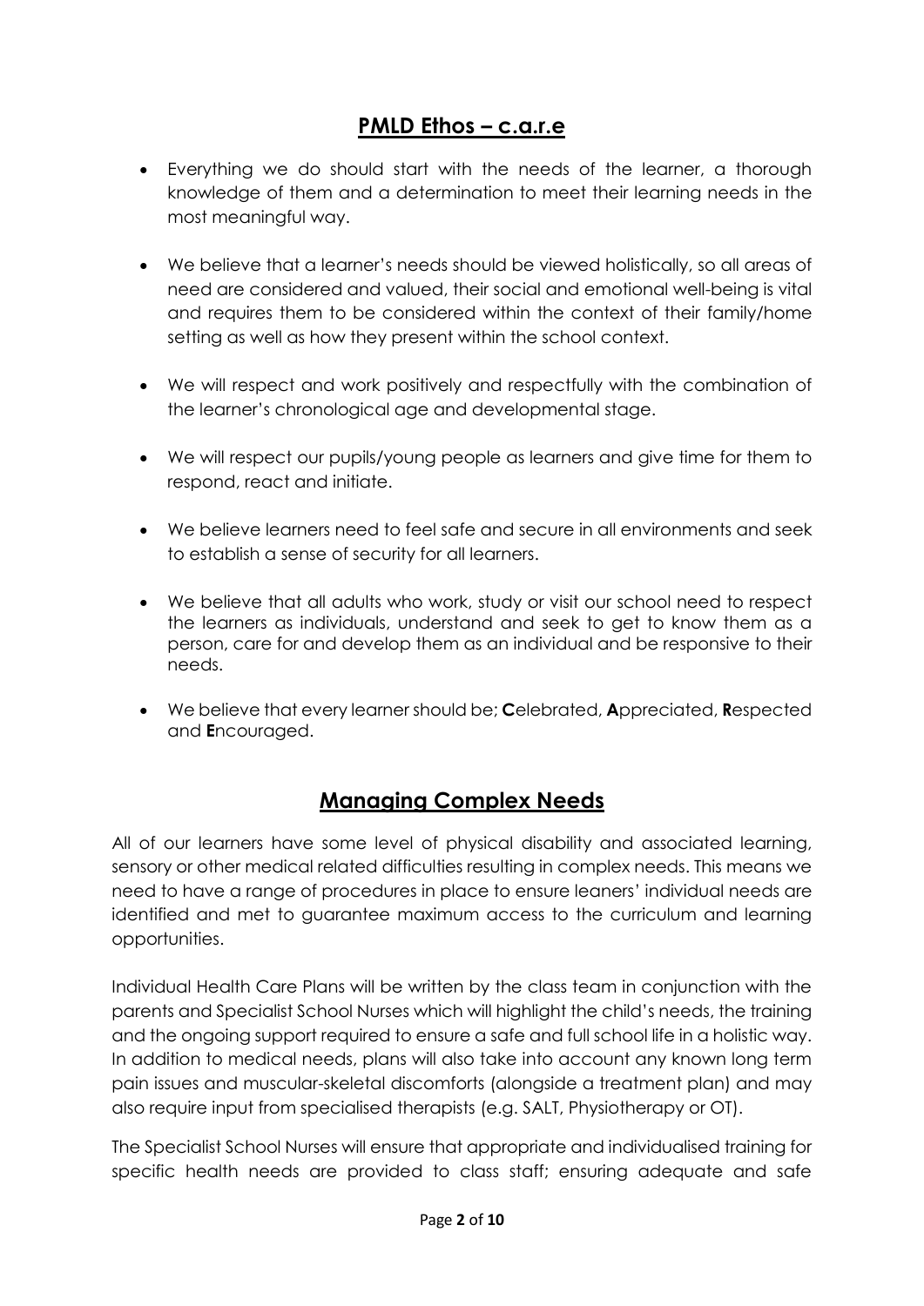## PMLD Ethos – c.a.r.e

- Everything we do should start with the needs of the learner, a thorough knowledge of them and a determination to meet their learning needs in the most meaningful way.
- We believe that a learner's needs should be viewed holistically, so all areas of need are considered and valued, their social and emotional well-being is vital and requires them to be considered within the context of their family/home setting as well as how they present within the school context.
- We will respect and work positively and respectfully with the combination of the learner's chronological age and developmental stage.
- We will respect our pupils/young people as learners and give time for them to respond, react and initiate.
- We believe learners need to feel safe and secure in all environments and seek to establish a sense of security for all learners.
- We believe that all adults who work, study or visit our school need to respect the learners as individuals, understand and seek to get to know them as a person, care for and develop them as an individual and be responsive to their needs.
- We believe that every learner should be; **C**elebrated, **A**ppreciated, **R**espected and **E**ncouraged.

## Managing Complex Needs

All of our learners have some level of physical disability and associated learning, sensory or other medical related difficulties resulting in complex needs. This means we need to have a range of procedures in place to ensure leaners' individual needs are identified and met to guarantee maximum access to the curriculum and learning opportunities.

Individual Health Care Plans will be written by the class team in conjunction with the parents and Specialist School Nurses which will highlight the child's needs, the training and the ongoing support required to ensure a safe and full school life in a holistic way. In addition to medical needs, plans will also take into account any known long term pain issues and muscular-skeletal discomforts (alongside a treatment plan) and may also require input from specialised therapists (e.g. SALT, Physiotherapy or OT).

The Specialist School Nurses will ensure that appropriate and individualised training for specific health needs are provided to class staff; ensuring adequate and safe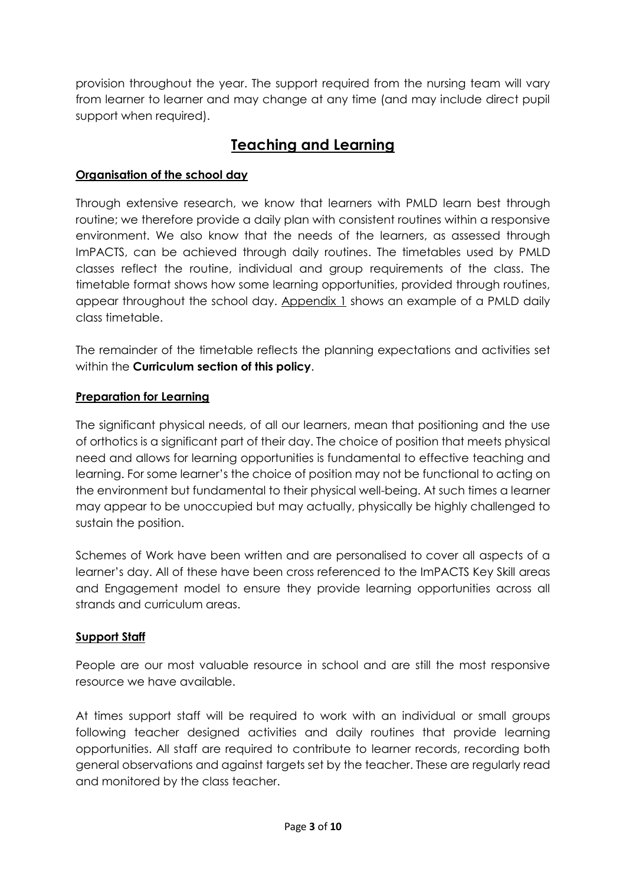provision throughout the year. The support required from the nursing team will vary from learner to learner and may change at any time (and may include direct pupil support when required).

# Teaching and Learning

### Organisation of the school day

Through extensive research, we know that learners with PMLD learn best through routine; we therefore provide a daily plan with consistent routines within a responsive environment. We also know that the needs of the learners, as assessed through ImPACTS, can be achieved through daily routines. The timetables used by PMLD classes reflect the routine, individual and group requirements of the class. The timetable format shows how some learning opportunities, provided through routines, appear throughout the school day. Appendix 1 shows an example of a PMLD daily class timetable.

The remainder of the timetable reflects the planning expectations and activities set within the **Curriculum section of this policy**.

### Preparation for Learning

The significant physical needs, of all our learners, mean that positioning and the use of orthotics is a significant part of their day. The choice of position that meets physical need and allows for learning opportunities is fundamental to effective teaching and learning. For some learner's the choice of position may not be functional to acting on the environment but fundamental to their physical well-being. At such times a learner may appear to be unoccupied but may actually, physically be highly challenged to sustain the position.

Schemes of Work have been written and are personalised to cover all aspects of a learner's day. All of these have been cross referenced to the ImPACTS Key Skill areas and Engagement model to ensure they provide learning opportunities across all strands and curriculum areas.

### Support Staff

People are our most valuable resource in school and are still the most responsive resource we have available.

At times support staff will be required to work with an individual or small groups following teacher designed activities and daily routines that provide learning opportunities. All staff are required to contribute to learner records, recording both general observations and against targets set by the teacher. These are regularly read and monitored by the class teacher.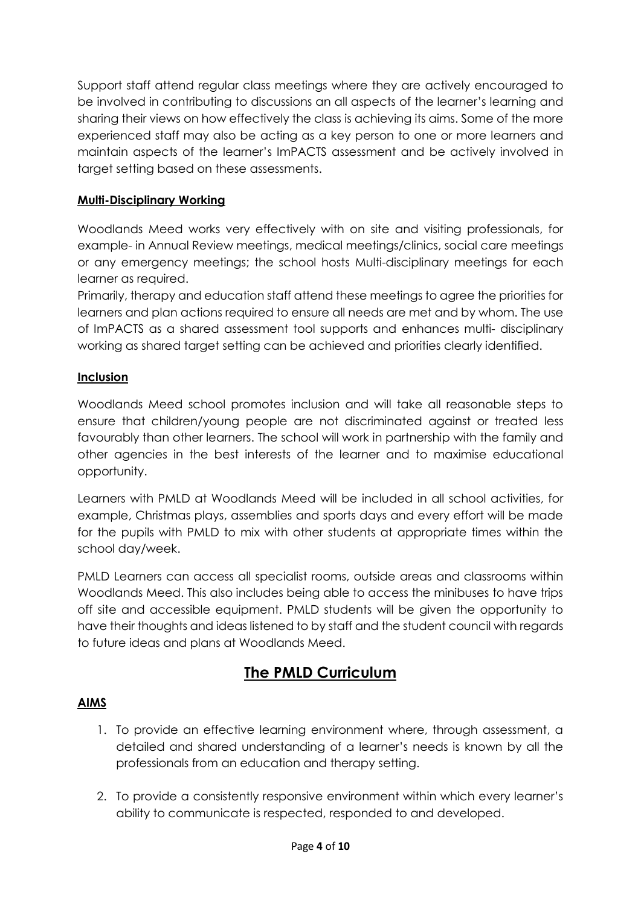Support staff attend regular class meetings where they are actively encouraged to be involved in contributing to discussions an all aspects of the learner's learning and sharing their views on how effectively the class is achieving its aims. Some of the more experienced staff may also be acting as a key person to one or more learners and maintain aspects of the learner's ImPACTS assessment and be actively involved in target setting based on these assessments.

**Multi-Disciplinary Working**

Woodlands Meed works very effectively with on site and visiting professionals, for example- in Annual Review meetings, medical meetings/clinics, social care meetings or any emergency meetings; the school hosts Multi-disciplinary meetings for each learner as required.

Primarily, therapy and education staff attend these meetings to agree the priorities for learners and plan actions required to ensure all needs are met and by whom. The use of ImPACTS as a shared assessment tool supports and enhances multi- disciplinary working as shared target setting can be achieved and priorities clearly identified.

**Inclusion**

Woodlands Meed school promotes inclusion and will take all reasonable steps to ensure that children/young people are not discriminated against or treated less favourably than other learners. The school will work in partnership with the family and other agencies in the best interests of the learner and to maximise educational opportunity.

Learners with PMLD at Woodlands Meed will be included in all school activities, for example, Christmas plays, assemblies and sports days and every effort will be made for the pupils with PMLD to mix with other students at appropriate times within the school day/week.

PMLD Learners can access all specialist rooms, outside areas and classrooms within Woodlands Meed. This also includes being able to access the minibuses to have trips off site and accessible equipment. PMLD students will be given the opportunity to have their thoughts and ideas listened to by staff and the student council with regards to future ideas and plans at Woodlands Meed.

## The PMLD Curriculum

**AIMS**

1. To provide an effective learning environment where, through assessment, a detailed and shared understanding of a learner's needs is known by all the professionals from an education and therapy setting.

2. To provide a consistently responsive environment within which every learner's ability to communicate is respected, responded to and developed.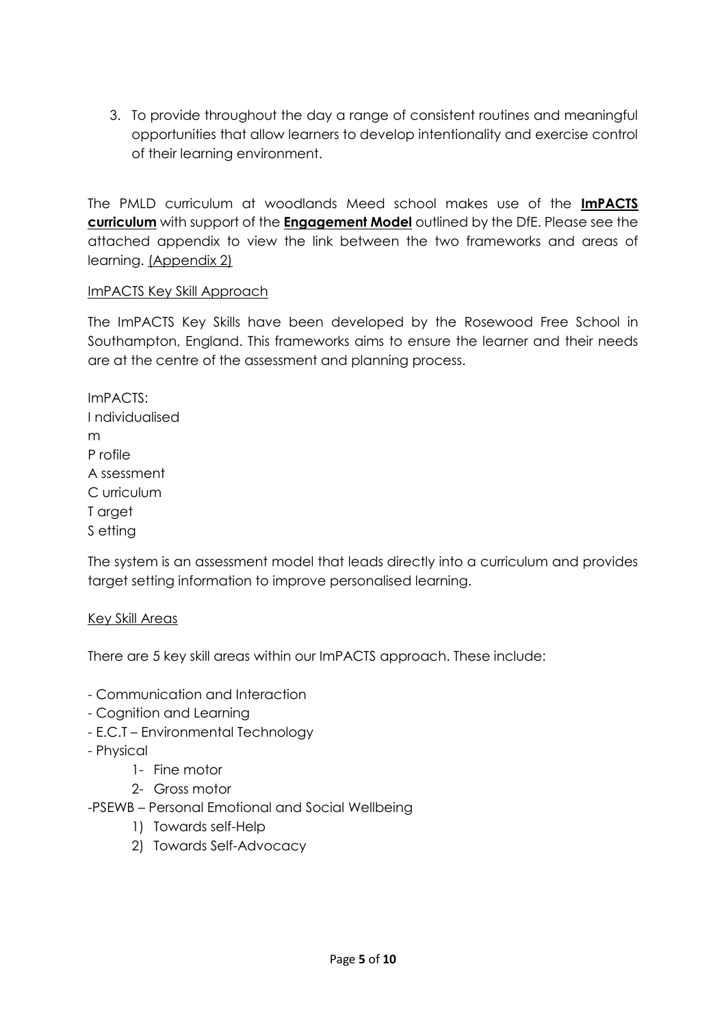3. To provide throughout the day a range of consistent routines and meaningful opportunities that allow learners to develop intentionality and exercise control of their learning environment.

The PMLD curriculum at woodlands Meed school makes use of the **ImPACTS curriculum** with support of the **Engagement Model** outlined by the DfE. Please see the attached appendix to view the link between the two frameworks and areas of learning. (Appendix 2)

ImPACTS Key Skill Approach

The ImPACTS Key Skills have been developed by the Rosewood Free School in Southampton, England. This frameworks aims to ensure the learner and their needs are at the centre of the assessment and planning process.

ImPACTS:
I ndividualised
m
P rofile
A ssessment
C urriculum
T arget
S etting

The system is an assessment model that leads directly into a curriculum and provides target setting information to improve personalised learning.

Key Skill Areas

There are 5 key skill areas within our ImPACTS approach. These include:

- Communication and Interaction
- Cognition and Learning
- E.C.T – Environmental Technology
- Physical
    1- Fine motor
    2- Gross motor
- PSEWB – Personal Emotional and Social Wellbeing
    1) Towards self-Help
    2) Towards Self-Advocacy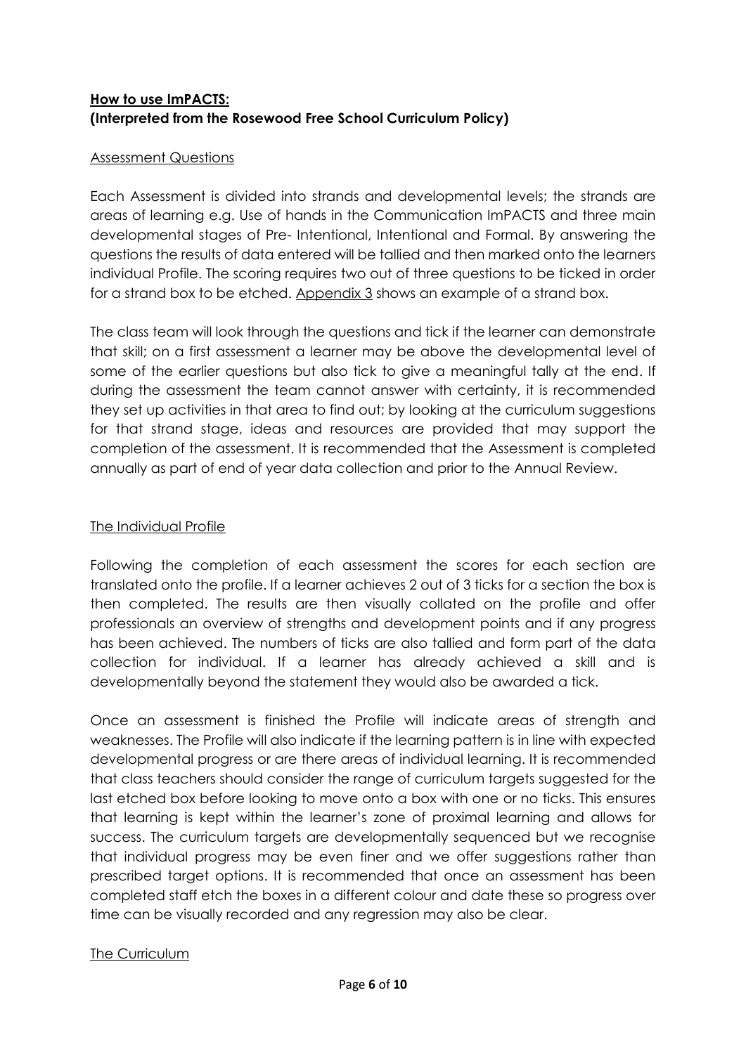## **How to use ImPACTS:**
## **(Interpreted from the Rosewood Free School Curriculum Policy)**

### Assessment Questions

Each Assessment is divided into strands and developmental levels; the strands are areas of learning e.g. Use of hands in the Communication ImPACTS and three main developmental stages of Pre- Intentional, Intentional and Formal. By answering the questions the results of data entered will be tallied and then marked onto the learners individual Profile. The scoring requires two out of three questions to be ticked in order for a strand box to be etched. Appendix 3 shows an example of a strand box.

The class team will look through the questions and tick if the learner can demonstrate that skill; on a first assessment a learner may be above the developmental level of some of the earlier questions but also tick to give a meaningful tally at the end. If during the assessment the team cannot answer with certainty, it is recommended they set up activities in that area to find out; by looking at the curriculum suggestions for that strand stage, ideas and resources are provided that may support the completion of the assessment. It is recommended that the Assessment is completed annually as part of end of year data collection and prior to the Annual Review.

### The Individual Profile

Following the completion of each assessment the scores for each section are translated onto the profile. If a learner achieves 2 out of 3 ticks for a section the box is then completed. The results are then visually collated on the profile and offer professionals an overview of strengths and development points and if any progress has been achieved. The numbers of ticks are also tallied and form part of the data collection for individual. If a learner has already achieved a skill and is developmentally beyond the statement they would also be awarded a tick.

Once an assessment is finished the Profile will indicate areas of strength and weaknesses. The Profile will also indicate if the learning pattern is in line with expected developmental progress or are there areas of individual learning. It is recommended that class teachers should consider the range of curriculum targets suggested for the last etched box before looking to move onto a box with one or no ticks. This ensures that learning is kept within the learner's zone of proximal learning and allows for success. The curriculum targets are developmentally sequenced but we recognise that individual progress may be even finer and we offer suggestions rather than prescribed target options. It is recommended that once an assessment has been completed staff etch the boxes in a different colour and date these so progress over time can be visually recorded and any regression may also be clear.

### The Curriculum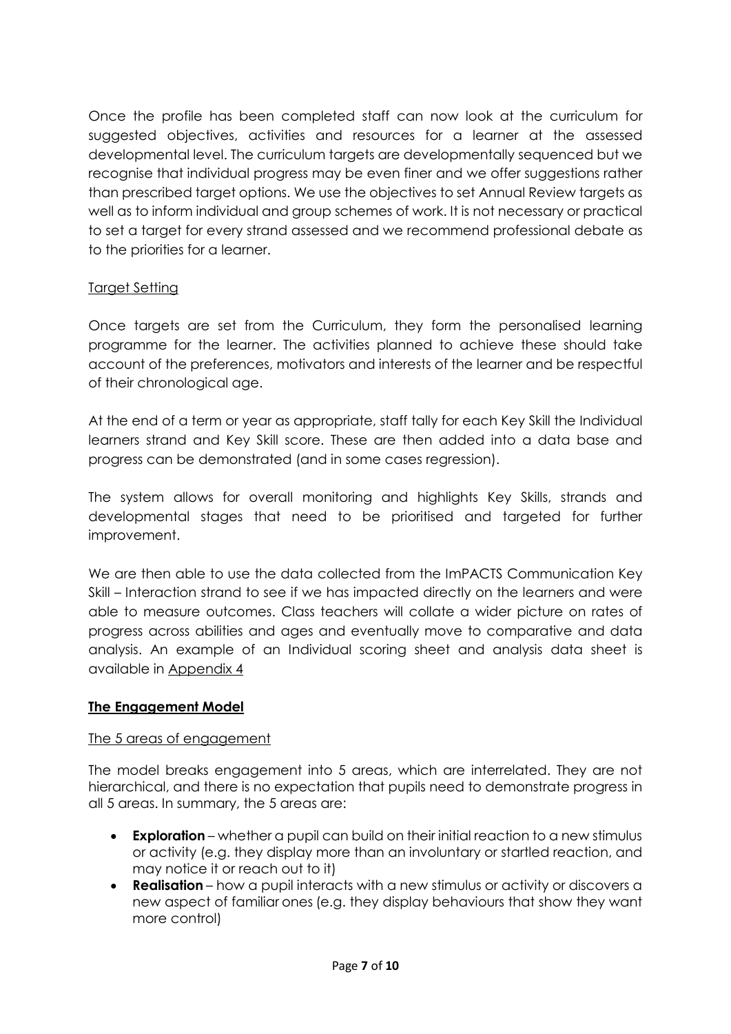Once the profile has been completed staff can now look at the curriculum for suggested objectives, activities and resources for a learner at the assessed developmental level. The curriculum targets are developmentally sequenced but we recognise that individual progress may be even finer and we offer suggestions rather than prescribed target options. We use the objectives to set Annual Review targets as well as to inform individual and group schemes of work. It is not necessary or practical to set a target for every strand assessed and we recommend professional debate as to the priorities for a learner.

Target Setting

Once targets are set from the Curriculum, they form the personalised learning programme for the learner. The activities planned to achieve these should take account of the preferences, motivators and interests of the learner and be respectful of their chronological age.

At the end of a term or year as appropriate, staff tally for each Key Skill the Individual learners strand and Key Skill score. These are then added into a data base and progress can be demonstrated (and in some cases regression).

The system allows for overall monitoring and highlights Key Skills, strands and developmental stages that need to be prioritised and targeted for further improvement.

We are then able to use the data collected from the ImPACTS Communication Key Skill – Interaction strand to see if we has impacted directly on the learners and were able to measure outcomes. Class teachers will collate a wider picture on rates of progress across abilities and ages and eventually move to comparative and data analysis. An example of an Individual scoring sheet and analysis data sheet is available in Appendix 4

**The Engagement Model**

The 5 areas of engagement

The model breaks engagement into 5 areas, which are interrelated. They are not hierarchical, and there is no expectation that pupils need to demonstrate progress in all 5 areas. In summary, the 5 areas are:

- **Exploration** – whether a pupil can build on their initial reaction to a new stimulus or activity (e.g. they display more than an involuntary or startled reaction, and may notice it or reach out to it)
- **Realisation** – how a pupil interacts with a new stimulus or activity or discovers a new aspect of familiar ones (e.g. they display behaviours that show they want more control)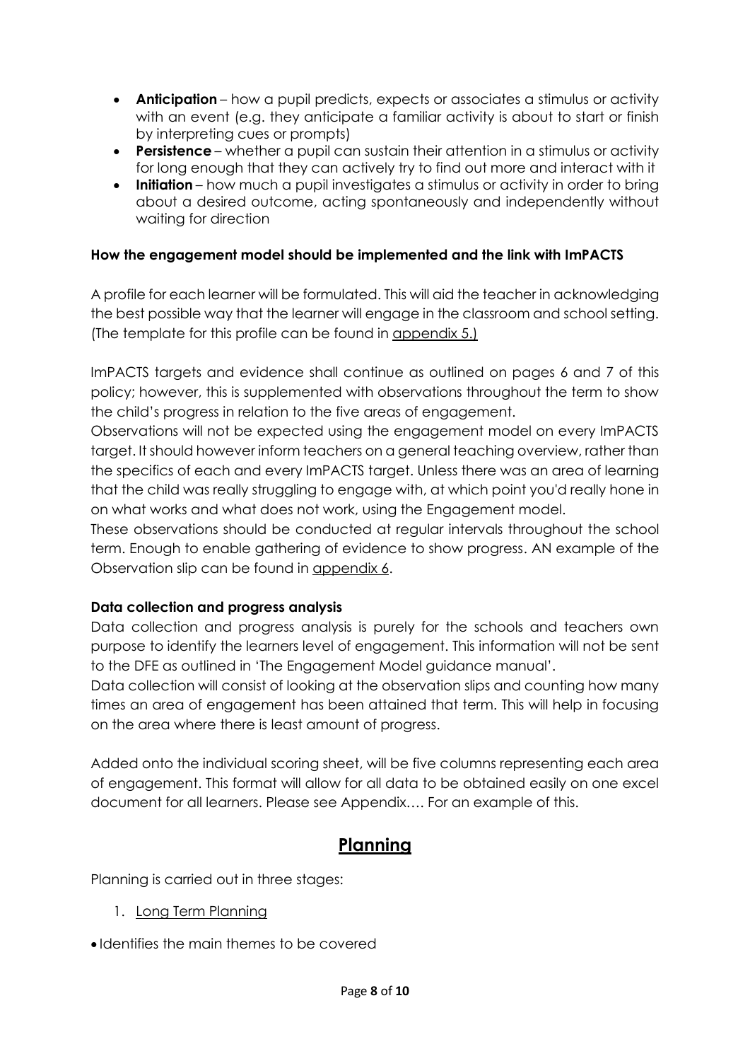- **Anticipation** – how a pupil predicts, expects or associates a stimulus or activity with an event (e.g. they anticipate a familiar activity is about to start or finish by interpreting cues or prompts)
- **Persistence** – whether a pupil can sustain their attention in a stimulus or activity for long enough that they can actively try to find out more and interact with it
- **Initiation** – how much a pupil investigates a stimulus or activity in order to bring about a desired outcome, acting spontaneously and independently without waiting for direction

**How the engagement model should be implemented and the link with ImPACTS**

A profile for each learner will be formulated. This will aid the teacher in acknowledging the best possible way that the learner will engage in the classroom and school setting. (The template for this profile can be found in appendix 5.)

ImPACTS targets and evidence shall continue as outlined on pages 6 and 7 of this policy; however, this is supplemented with observations throughout the term to show the child's progress in relation to the five areas of engagement.

Observations will not be expected using the engagement model on every ImPACTS target. It should however inform teachers on a general teaching overview, rather than the specifics of each and every ImPACTS target. Unless there was an area of learning that the child was really struggling to engage with, at which point you'd really hone in on what works and what does not work, using the Engagement model.

These observations should be conducted at regular intervals throughout the school term. Enough to enable gathering of evidence to show progress. AN example of the Observation slip can be found in appendix 6.

**Data collection and progress analysis**

Data collection and progress analysis is purely for the schools and teachers own purpose to identify the learners level of engagement. This information will not be sent to the DFE as outlined in 'The Engagement Model guidance manual'.

Data collection will consist of looking at the observation slips and counting how many times an area of engagement has been attained that term. This will help in focusing on the area where there is least amount of progress.

Added onto the individual scoring sheet, will be five columns representing each area of engagement. This format will allow for all data to be obtained easily on one excel document for all learners. Please see Appendix…. For an example of this.

## Planning

Planning is carried out in three stages:

1. Long Term Planning

- Identifies the main themes to be covered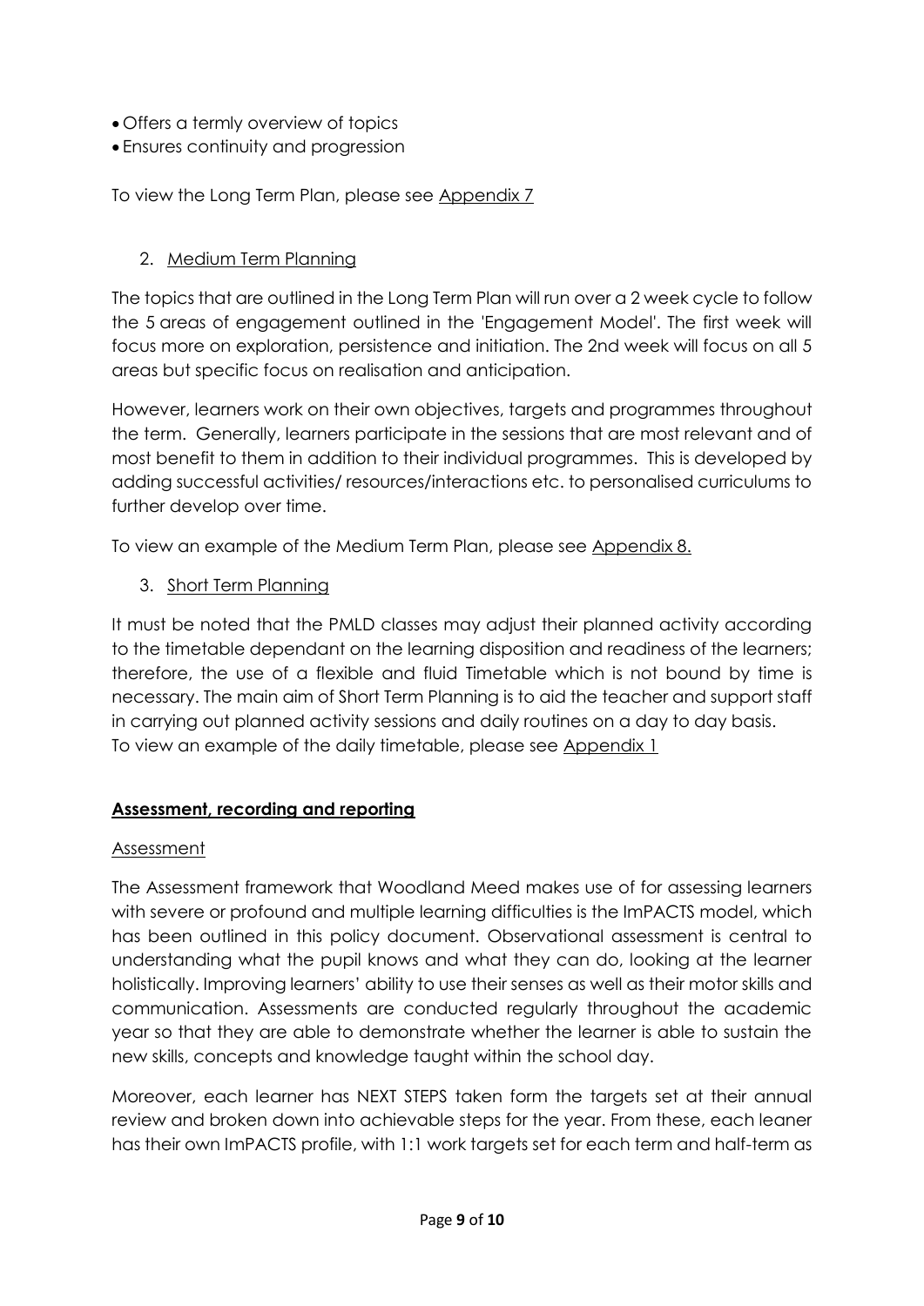- Offers a termly overview of topics
- Ensures continuity and progression

To view the Long Term Plan, please see Appendix 7

2. Medium Term Planning

The topics that are outlined in the Long Term Plan will run over a 2 week cycle to follow the 5 areas of engagement outlined in the 'Engagement Model'. The first week will focus more on exploration, persistence and initiation. The 2nd week will focus on all 5 areas but specific focus on realisation and anticipation.

However, learners work on their own objectives, targets and programmes throughout the term. Generally, learners participate in the sessions that are most relevant and of most benefit to them in addition to their individual programmes. This is developed by adding successful activities/ resources/interactions etc. to personalised curriculums to further develop over time.

To view an example of the Medium Term Plan, please see Appendix 8.

3. Short Term Planning

It must be noted that the PMLD classes may adjust their planned activity according to the timetable dependant on the learning disposition and readiness of the learners; therefore, the use of a flexible and fluid Timetable which is not bound by time is necessary. The main aim of Short Term Planning is to aid the teacher and support staff in carrying out planned activity sessions and daily routines on a day to day basis.
To view an example of the daily timetable, please see Appendix 1

## Assessment, recording and reporting

### Assessment

The Assessment framework that Woodland Meed makes use of for assessing learners with severe or profound and multiple learning difficulties is the ImPACTS model, which has been outlined in this policy document. Observational assessment is central to understanding what the pupil knows and what they can do, looking at the learner holistically. Improving learners' ability to use their senses as well as their motor skills and communication. Assessments are conducted regularly throughout the academic year so that they are able to demonstrate whether the learner is able to sustain the new skills, concepts and knowledge taught within the school day.

Moreover, each learner has NEXT STEPS taken form the targets set at their annual review and broken down into achievable steps for the year. From these, each leaner has their own ImPACTS profile, with 1:1 work targets set for each term and half-term as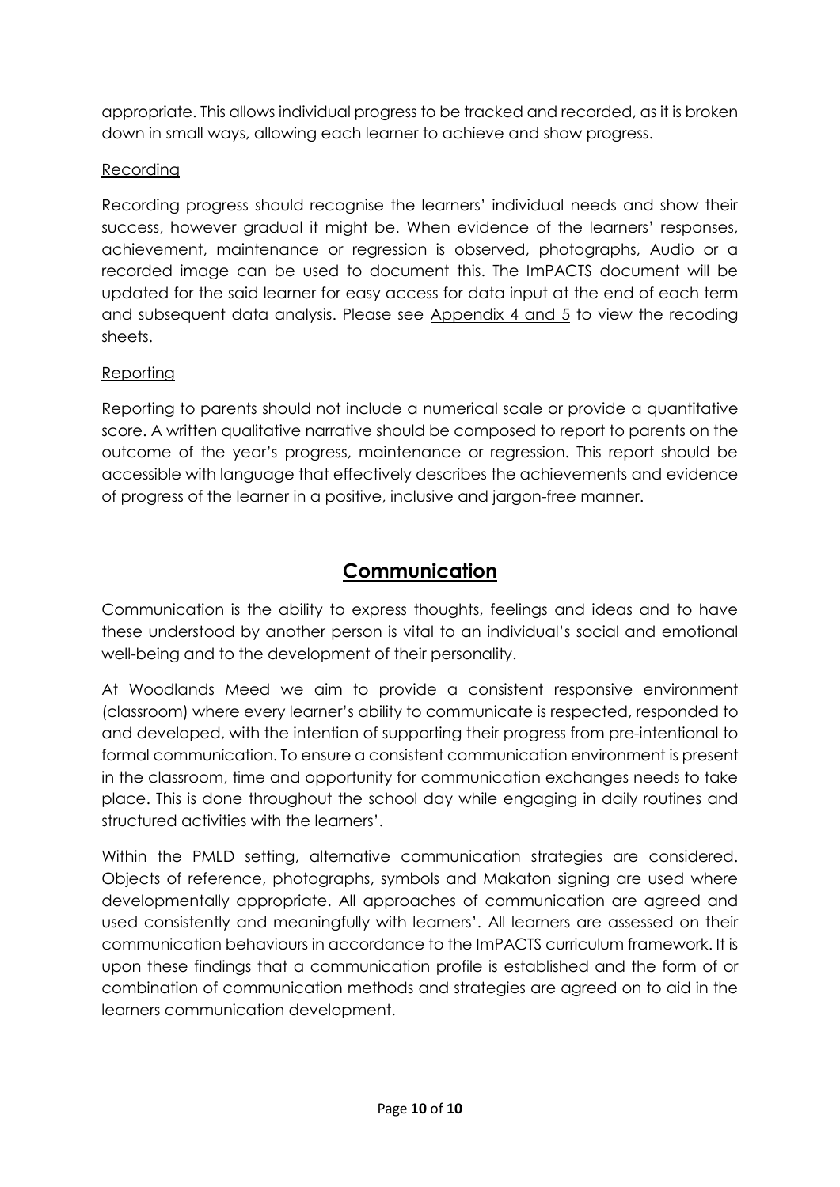appropriate. This allows individual progress to be tracked and recorded, as it is broken down in small ways, allowing each learner to achieve and show progress.

Recording

Recording progress should recognise the learners' individual needs and show their success, however gradual it might be. When evidence of the learners' responses, achievement, maintenance or regression is observed, photographs, Audio or a recorded image can be used to document this. The ImPACTS document will be updated for the said learner for easy access for data input at the end of each term and subsequent data analysis. Please see Appendix 4 and 5 to view the recoding sheets.

Reporting

Reporting to parents should not include a numerical scale or provide a quantitative score. A written qualitative narrative should be composed to report to parents on the outcome of the year's progress, maintenance or regression. This report should be accessible with language that effectively describes the achievements and evidence of progress of the learner in a positive, inclusive and jargon-free manner.

## Communication

Communication is the ability to express thoughts, feelings and ideas and to have these understood by another person is vital to an individual's social and emotional well-being and to the development of their personality.

At Woodlands Meed we aim to provide a consistent responsive environment (classroom) where every learner's ability to communicate is respected, responded to and developed, with the intention of supporting their progress from pre-intentional to formal communication. To ensure a consistent communication environment is present in the classroom, time and opportunity for communication exchanges needs to take place. This is done throughout the school day while engaging in daily routines and structured activities with the learners'.

Within the PMLD setting, alternative communication strategies are considered. Objects of reference, photographs, symbols and Makaton signing are used where developmentally appropriate. All approaches of communication are agreed and used consistently and meaningfully with learners'. All learners are assessed on their communication behaviours in accordance to the ImPACTS curriculum framework. It is upon these findings that a communication profile is established and the form of or combination of communication methods and strategies are agreed on to aid in the learners communication development.